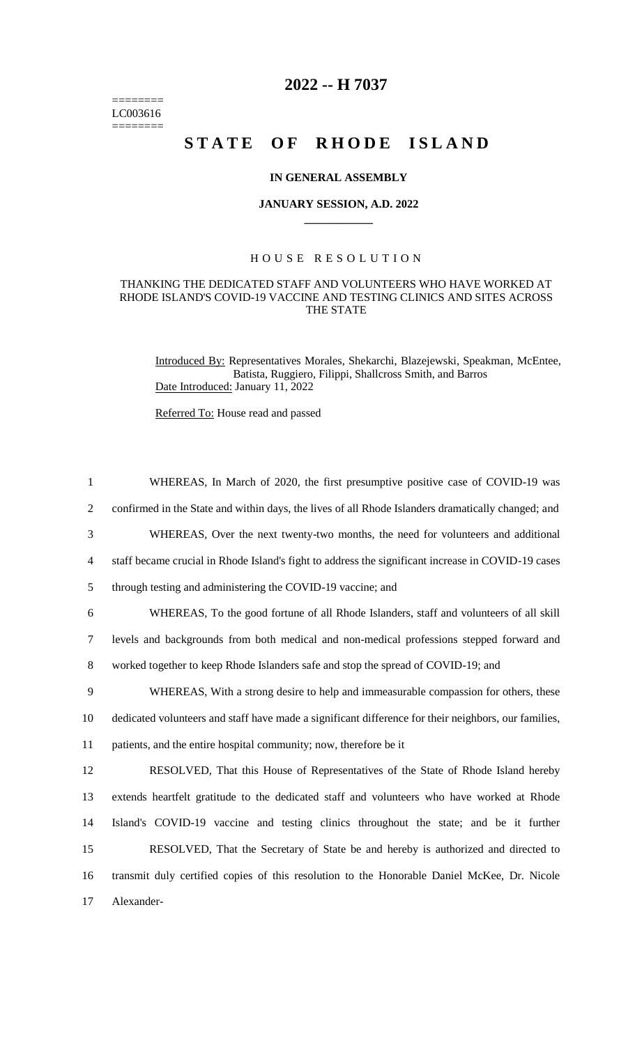========
LC003616
========

# 2022 -- H 7037

# STATE OF RHODE ISLAND

### IN GENERAL ASSEMBLY

### JANUARY SESSION, A.D. 2022

## HOUSE RESOLUTION

THANKING THE DEDICATED STAFF AND VOLUNTEERS WHO HAVE WORKED AT RHODE ISLAND'S COVID-19 VACCINE AND TESTING CLINICS AND SITES ACROSS THE STATE

Introduced By: Representatives Morales, Shekarchi, Blazejewski, Speakman, McEntee, Batista, Ruggiero, Filippi, Shallcross Smith, and Barros

Date Introduced: January 11, 2022

Referred To: House read and passed

1 WHEREAS, In March of 2020, the first presumptive positive case of COVID-19 was
2 confirmed in the State and within days, the lives of all Rhode Islanders dramatically changed; and
3 WHEREAS, Over the next twenty-two months, the need for volunteers and additional
4 staff became crucial in Rhode Island's fight to address the significant increase in COVID-19 cases
5 through testing and administering the COVID-19 vaccine; and
6 WHEREAS, To the good fortune of all Rhode Islanders, staff and volunteers of all skill
7 levels and backgrounds from both medical and non-medical professions stepped forward and
8 worked together to keep Rhode Islanders safe and stop the spread of COVID-19; and
9 WHEREAS, With a strong desire to help and immeasurable compassion for others, these
10 dedicated volunteers and staff have made a significant difference for their neighbors, our families,
11 patients, and the entire hospital community; now, therefore be it
12 RESOLVED, That this House of Representatives of the State of Rhode Island hereby
13 extends heartfelt gratitude to the dedicated staff and volunteers who have worked at Rhode
14 Island's COVID-19 vaccine and testing clinics throughout the state; and be it further
15 RESOLVED, That the Secretary of State be and hereby is authorized and directed to
16 transmit duly certified copies of this resolution to the Honorable Daniel McKee, Dr. Nicole
17 Alexander-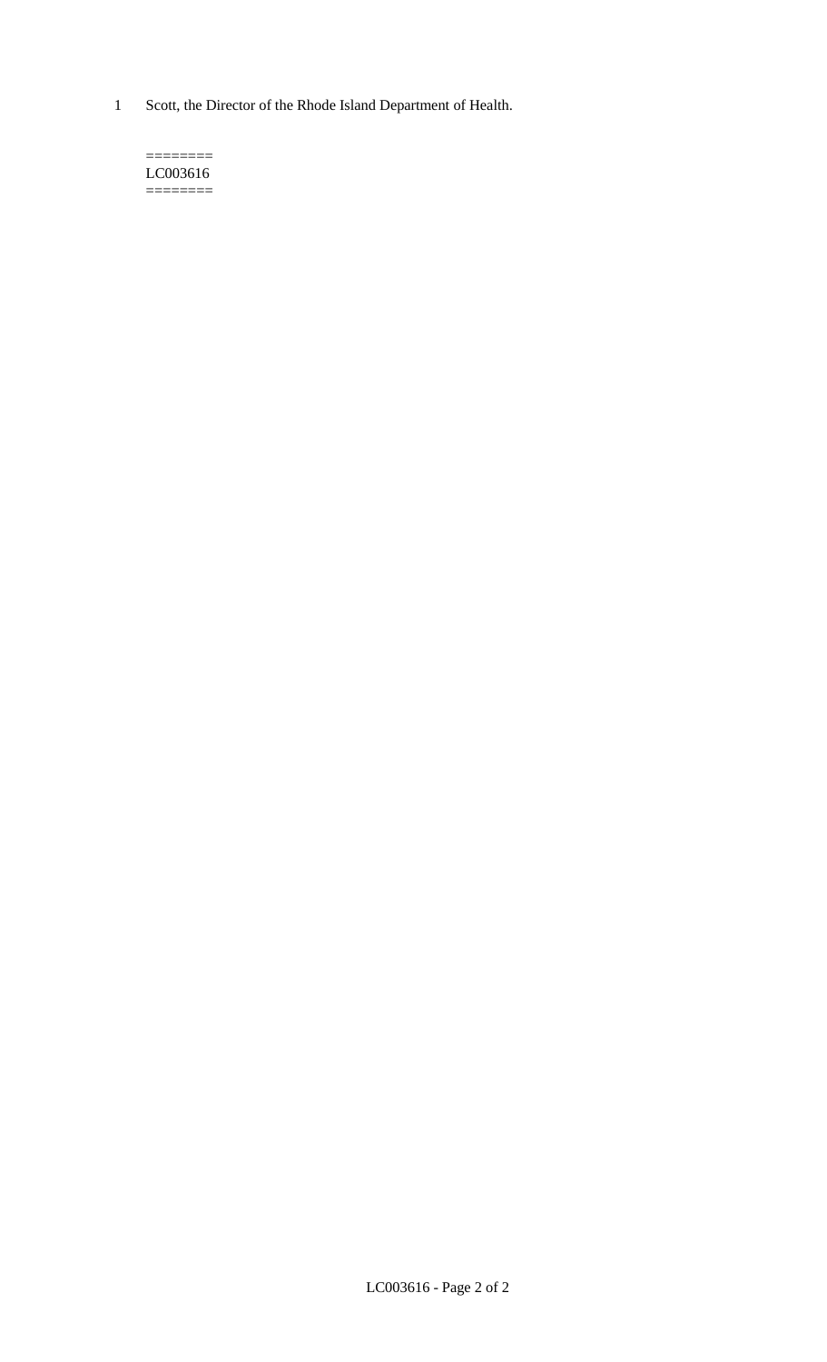1 Scott, the Director of the Rhode Island Department of Health.

========
LC003616
========